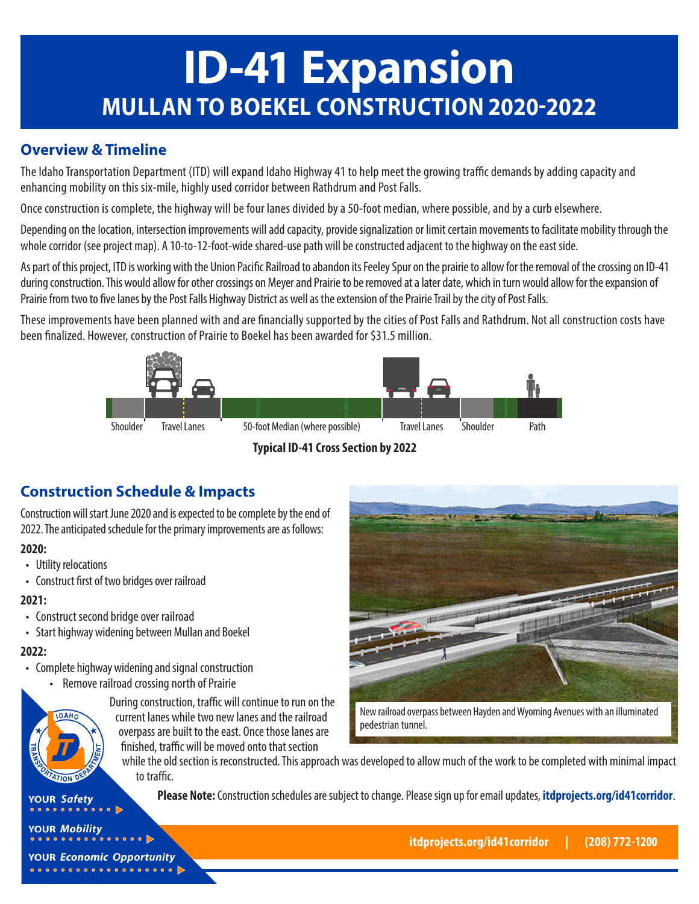# ID-41 Expansion

## MULLAN TO BOEKEL CONSTRUCTION 2020-2022

## Overview & Timeline

The Idaho Transportation Department (ITD) will expand Idaho Highway 41 to help meet the growing traffic demands by adding capacity and enhancing mobility on this six-mile, highly used corridor between Rathdrum and Post Falls.

Once construction is complete, the highway will be four lanes divided by a 50-foot median, where possible, and by a curb elsewhere.

Depending on the location, intersection improvements will add capacity, provide signalization or limit certain movements to facilitate mobility through the whole corridor (see project map). A 10-to-12-foot-wide shared-use path will be constructed adjacent to the highway on the east side.

As part of this project, ITD is working with the Union Pacific Railroad to abandon its Feeley Spur on the prairie to allow for the removal of the crossing on ID-41 during construction. This would allow for other crossings on Meyer and Prairie to be removed at a later date, which in turn would allow for the expansion of Prairie from two to five lanes by the Post Falls Highway District as well as the extension of the Prairie Trail by the city of Post Falls.

These improvements have been planned with and are financially supported by the cities of Post Falls and Rathdrum. Not all construction costs have been finalized. However, construction of Prairie to Boekel has been awarded for $31.5 million.

Shoulder
Travel Lanes
50-foot Median (where possible)
Travel Lanes
Shoulder
Path

**Typical ID-41 Cross Section by 2022**

## Construction Schedule & Impacts

Construction will start June 2020 and is expected to be complete by the end of 2022. The anticipated schedule for the primary improvements are as follows:

**2020:**

- Utility relocations
- Construct first of two bridges over railroad

**2021:**

- Construct second bridge over railroad
- Start highway widening between Mullan and Boekel

**2022:**

- Complete highway widening and signal construction
  - Remove railroad crossing north of Prairie

New railroad overpass between Hayden and Wyoming Avenues with an illuminated pedestrian tunnel.

During construction, traffic will continue to run on the current lanes while two new lanes and the railroad overpass are built to the east. Once those lanes are finished, traffic will be moved onto that section while the old section is reconstructed. This approach was developed to allow much of the work to be completed with minimal impact to traffic.

**Please Note:** Construction schedules are subject to change. Please sign up for email updates, **itdprojects.org/id41corridor**.

IDAHO TRANSPORTATION DEPARTMENT

YOUR *Safety*
YOUR *Mobility*
YOUR *Economic Opportunity*

**itdprojects.org/id41corridor | (208) 772-1200**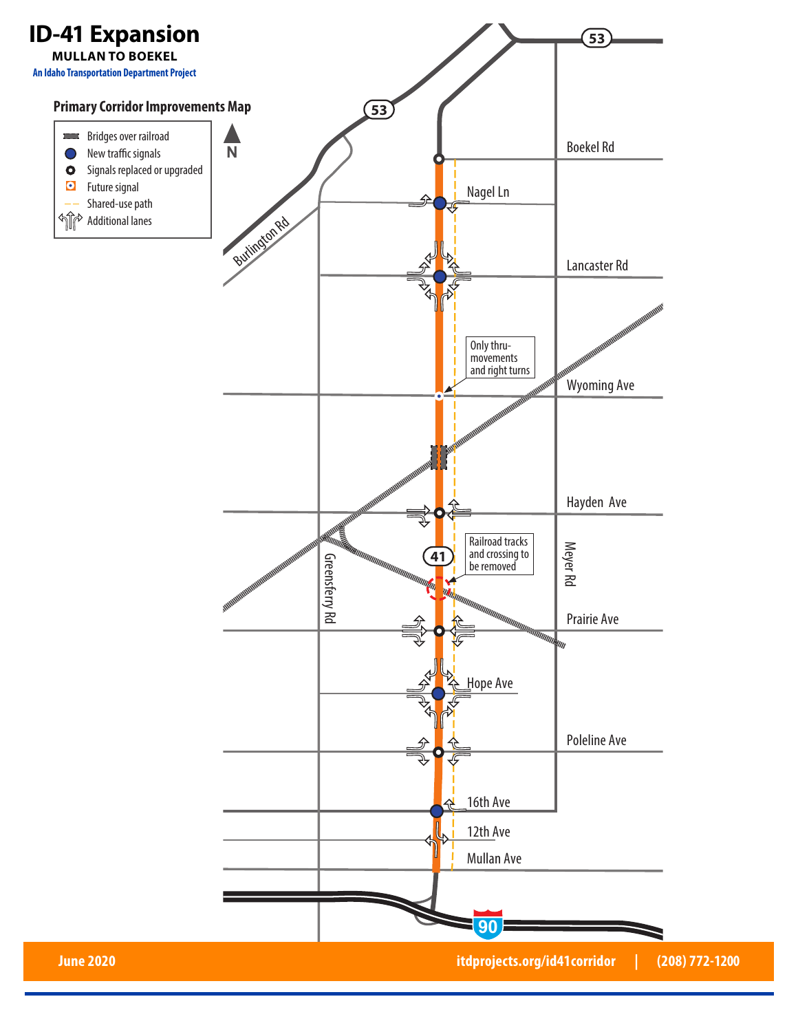# ID-41 Expansion

**MULLAN TO BOEKEL**

An Idaho Transportation Department Project

## Primary Corridor Improvements Map

- Bridges over railroad
- New traffic signals
- Signals replaced or upgraded
- Future signal
- Shared-use path
- Additional lanes

N

53

Boekel Rd

Nagel Ln

Burlington Rd

Lancaster Rd

Only thru-movements and right turns

Wyoming Ave

Hayden Ave

41

Railroad tracks and crossing to be removed

Greensferry Rd

Meyer Rd

Prairie Ave

Hope Ave

Poleline Ave

16th Ave

12th Ave

Mullan Ave

90

June 2020

itdprojects.org/id41corridor | (208) 772-1200